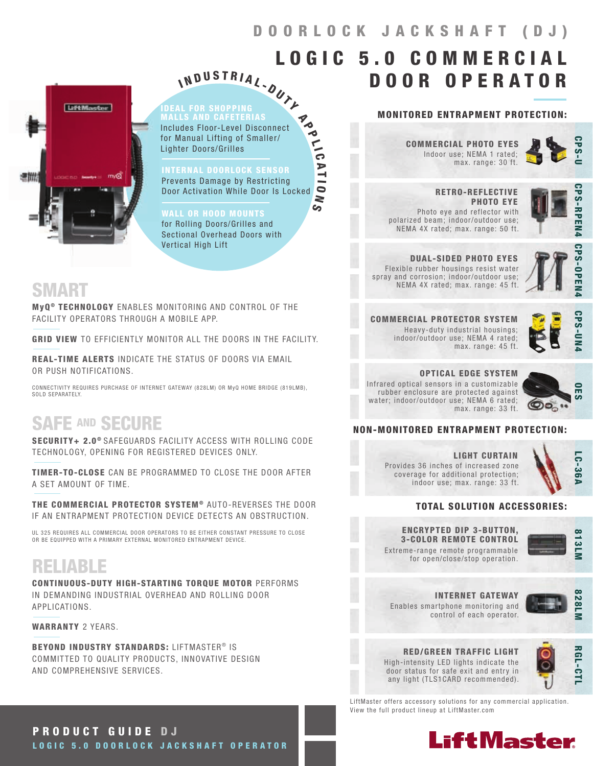# DOORLOCK JACKSHAFT (DJ)

# LOGIC 5.0 COMMERCIAL DOOR OPERATOR

## INDUSTRIAL-DUTY APPLICATIONS

**IDEAL FOR SHOPPING MALLS AND CAFETERIAS**
Includes Floor-Level Disconnect for Manual Lifting of Smaller/Lighter Doors/Grilles

**INTERNAL DOORLOCK SENSOR**
Prevents Damage by Restricting Door Activation While Door Is Locked

**WALL OR HOOD MOUNTS**
for Rolling Doors/Grilles and Sectional Overhead Doors with Vertical High Lift

## SMART

**MyQ® TECHNOLOGY** ENABLES MONITORING AND CONTROL OF THE FACILITY OPERATORS THROUGH A MOBILE APP.

**GRID VIEW** TO EFFICIENTLY MONITOR ALL THE DOORS IN THE FACILITY.

**REAL-TIME ALERTS** INDICATE THE STATUS OF DOORS VIA EMAIL OR PUSH NOTIFICATIONS.

CONNECTIVITY REQUIRES PURCHASE OF INTERNET GATEWAY (828LM) OR MyQ HOME BRIDGE (819LMB), SOLD SEPARATELY.

## SAFE AND SECURE

**SECURITY+ 2.0®** SAFEGUARDS FACILITY ACCESS WITH ROLLING CODE TECHNOLOGY, OPENING FOR REGISTERED DEVICES ONLY.

**TIMER-TO-CLOSE** CAN BE PROGRAMMED TO CLOSE THE DOOR AFTER A SET AMOUNT OF TIME.

**THE COMMERCIAL PROTECTOR SYSTEM®** AUTO-REVERSES THE DOOR IF AN ENTRAPMENT PROTECTION DEVICE DETECTS AN OBSTRUCTION.

UL 325 REQUIRES ALL COMMERCIAL DOOR OPERATORS TO BE EITHER CONSTANT PRESSURE TO CLOSE OR BE EQUIPPED WITH A PRIMARY EXTERNAL MONITORED ENTRAPMENT DEVICE.

## RELIABLE

**CONTINUOUS-DUTY HIGH-STARTING TORQUE MOTOR** PERFORMS IN DEMANDING INDUSTRIAL OVERHEAD AND ROLLING DOOR APPLICATIONS.

**WARRANTY** 2 YEARS.

**BEYOND INDUSTRY STANDARDS:** LIFTMASTER® IS COMMITTED TO QUALITY PRODUCTS, INNOVATIVE DESIGN AND COMPREHENSIVE SERVICES.

## MONITORED ENTRAPMENT PROTECTION:

**COMMERCIAL PHOTO EYES** — CPS-U
Indoor use; NEMA 1 rated; max. range: 30 ft.

**RETRO-REFLECTIVE PHOTO EYE** — CPS-RPEN4
Photo eye and reflector with polarized beam; indoor/outdoor use; NEMA 4X rated; max. range: 50 ft.

**DUAL-SIDED PHOTO EYES** — CPS-OPEN4
Flexible rubber housings resist water spray and corrosion; indoor/outdoor use; NEMA 4X rated; max. range: 45 ft.

**COMMERCIAL PROTECTOR SYSTEM** — CPS-UN4
Heavy-duty industrial housings; indoor/outdoor use; NEMA 4 rated; max. range: 45 ft.

**OPTICAL EDGE SYSTEM** — OES
Infrared optical sensors in a customizable rubber enclosure are protected against water; indoor/outdoor use; NEMA 6 rated; max. range: 33 ft.

## NON-MONITORED ENTRAPMENT PROTECTION:

**LIGHT CURTAIN** — LC-36A
Provides 36 inches of increased zone coverage for additional protection; indoor use; max. range: 33 ft.

## TOTAL SOLUTION ACCESSORIES:

**ENCRYPTED DIP 3-BUTTON, 3-COLOR REMOTE CONTROL** — 813LM
Extreme-range remote programmable for open/close/stop operation.

**INTERNET GATEWAY** — 828LM
Enables smartphone monitoring and control of each operator.

**RED/GREEN TRAFFIC LIGHT** — RGL-CTL
High-intensity LED lights indicate the door status for safe exit and entry in any light (TLS1CARD recommended).

LiftMaster offers accessory solutions for any commercial application. View the full product lineup at LiftMaster.com

**PRODUCT GUIDE DJ**
LOGIC 5.0 DOORLOCK JACKSHAFT OPERATOR

LiftMaster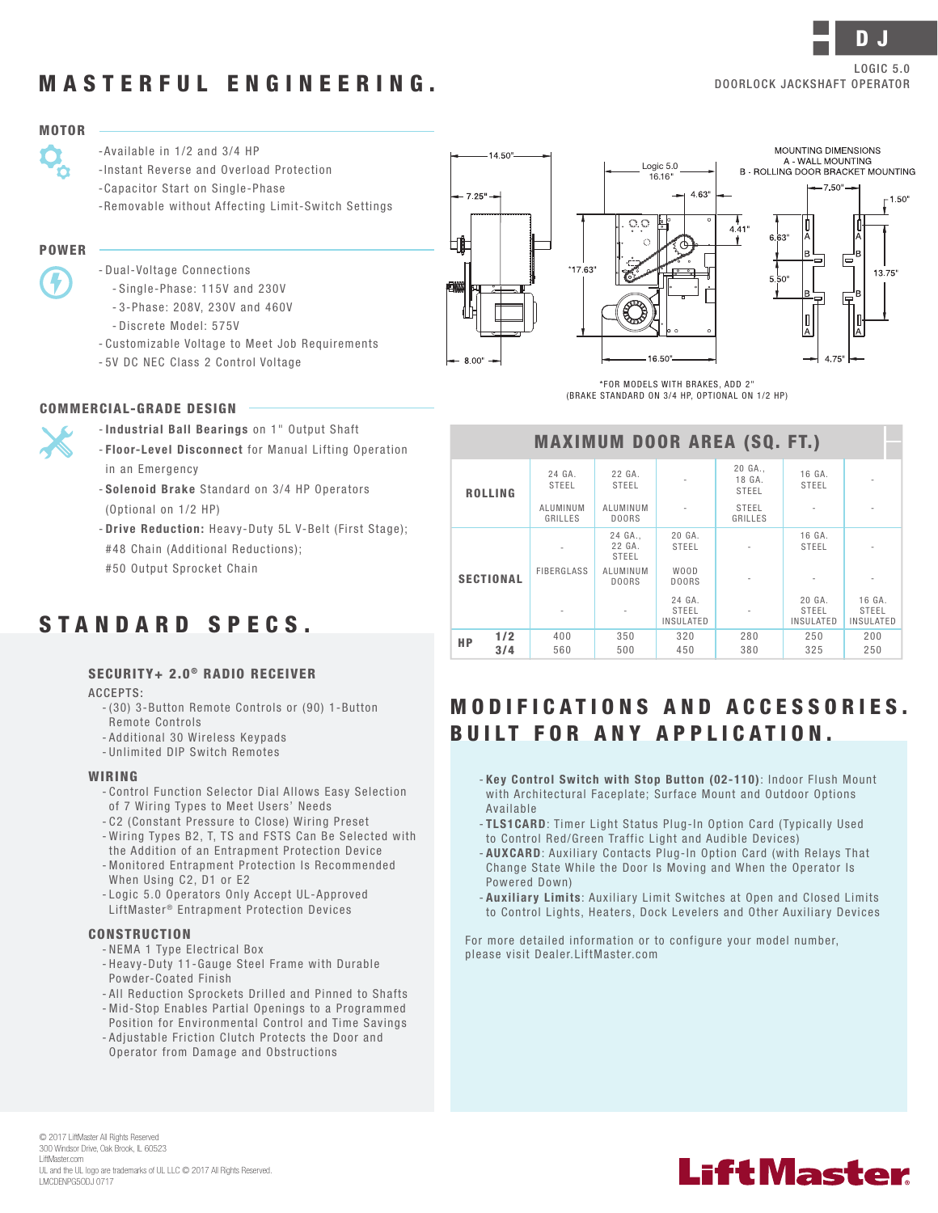# MASTERFUL ENGINEERING.

## MOTOR

- Available in 1/2 and 3/4 HP
- Instant Reverse and Overload Protection
- Capacitor Start on Single-Phase
- Removable without Affecting Limit-Switch Settings

## POWER

- Dual-Voltage Connections
  - Single-Phase: 115V and 230V
  - 3-Phase: 208V, 230V and 460V
  - Discrete Model: 575V
- Customizable Voltage to Meet Job Requirements
- 5V DC NEC Class 2 Control Voltage

## COMMERCIAL-GRADE DESIGN

- **Industrial Ball Bearings** on 1" Output Shaft
- **Floor-Level Disconnect** for Manual Lifting Operation in an Emergency
- **Solenoid Brake** Standard on 3/4 HP Operators (Optional on 1/2 HP)
- **Drive Reduction:** Heavy-Duty 5L V-Belt (First Stage); #48 Chain (Additional Reductions); #50 Output Sprocket Chain

14.50"
7.25"
8.00"
Logic 5.0
16.16"
4.63"
4.41"
*17.63"
16.50"
MOUNTING DIMENSIONS
A - WALL MOUNTING
B - ROLLING DOOR BRACKET MOUNTING
7.50"
1.50"
6.63"
5.50"
13.75"
4.75"
A
B

*FOR MODELS WITH BRAKES, ADD 2"
(BRAKE STANDARD ON 3/4 HP, OPTIONAL ON 1/2 HP)

## MAXIMUM DOOR AREA (SQ. FT.)

| | | | | | | | |
|---|---|---|---|---|---|---|---|
| **ROLLING** | | 24 GA. STEEL | 22 GA. STEEL | - | 20 GA., 18 GA. STEEL | 16 GA. STEEL | - |
| | | ALUMINUM GRILLES | ALUMINUM DOORS | - | STEEL GRILLES | - | - |
| **SECTIONAL** | | - | 24 GA., 22 GA. STEEL | 20 GA. STEEL | - | 16 GA. STEEL | - |
| | | FIBERGLASS | ALUMINUM DOORS | WOOD DOORS | - | - | - |
| | | - | - | 24 GA. STEEL INSULATED | - | 20 GA. STEEL INSULATED | 16 GA. STEEL INSULATED |
| **HP** | **1/2** | 400 | 350 | 320 | 280 | 250 | 200 |
| | **3/4** | 560 | 500 | 450 | 380 | 325 | 250 |

# STANDARD SPECS.

### SECURITY+ 2.0® RADIO RECEIVER

ACCEPTS:

- (30) 3-Button Remote Controls or (90) 1-Button Remote Controls
- Additional 30 Wireless Keypads
- Unlimited DIP Switch Remotes

### WIRING

- Control Function Selector Dial Allows Easy Selection of 7 Wiring Types to Meet Users' Needs
- C2 (Constant Pressure to Close) Wiring Preset
- Wiring Types B2, T, TS and FSTS Can Be Selected with the Addition of an Entrapment Protection Device
- Monitored Entrapment Protection Is Recommended When Using C2, D1 or E2
- Logic 5.0 Operators Only Accept UL-Approved LiftMaster® Entrapment Protection Devices

### CONSTRUCTION

- NEMA 1 Type Electrical Box
- Heavy-Duty 11-Gauge Steel Frame with Durable Powder-Coated Finish
- All Reduction Sprockets Drilled and Pinned to Shafts
- Mid-Stop Enables Partial Openings to a Programmed Position for Environmental Control and Time Savings
- Adjustable Friction Clutch Protects the Door and Operator from Damage and Obstructions

# MODIFICATIONS AND ACCESSORIES. BUILT FOR ANY APPLICATION.

- **Key Control Switch with Stop Button (02-110)**: Indoor Flush Mount with Architectural Faceplate; Surface Mount and Outdoor Options Available
- **TLS1CARD**: Timer Light Status Plug-In Option Card (Typically Used to Control Red/Green Traffic Light and Audible Devices)
- **AUXCARD**: Auxiliary Contacts Plug-In Option Card (with Relays That Change State While the Door Is Moving and When the Operator Is Powered Down)
- **Auxiliary Limits**: Auxiliary Limit Switches at Open and Closed Limits to Control Lights, Heaters, Dock Levelers and Other Auxiliary Devices

For more detailed information or to configure your model number, please visit Dealer.LiftMaster.com

© 2017 LiftMaster All Rights Reserved
300 Windsor Drive, Oak Brook, IL 60523
LiftMaster.com
UL and the UL logo are trademarks of UL LLC © 2017 All Rights Reserved.
LMCDENPG5ODJ 0717

LiftMaster®